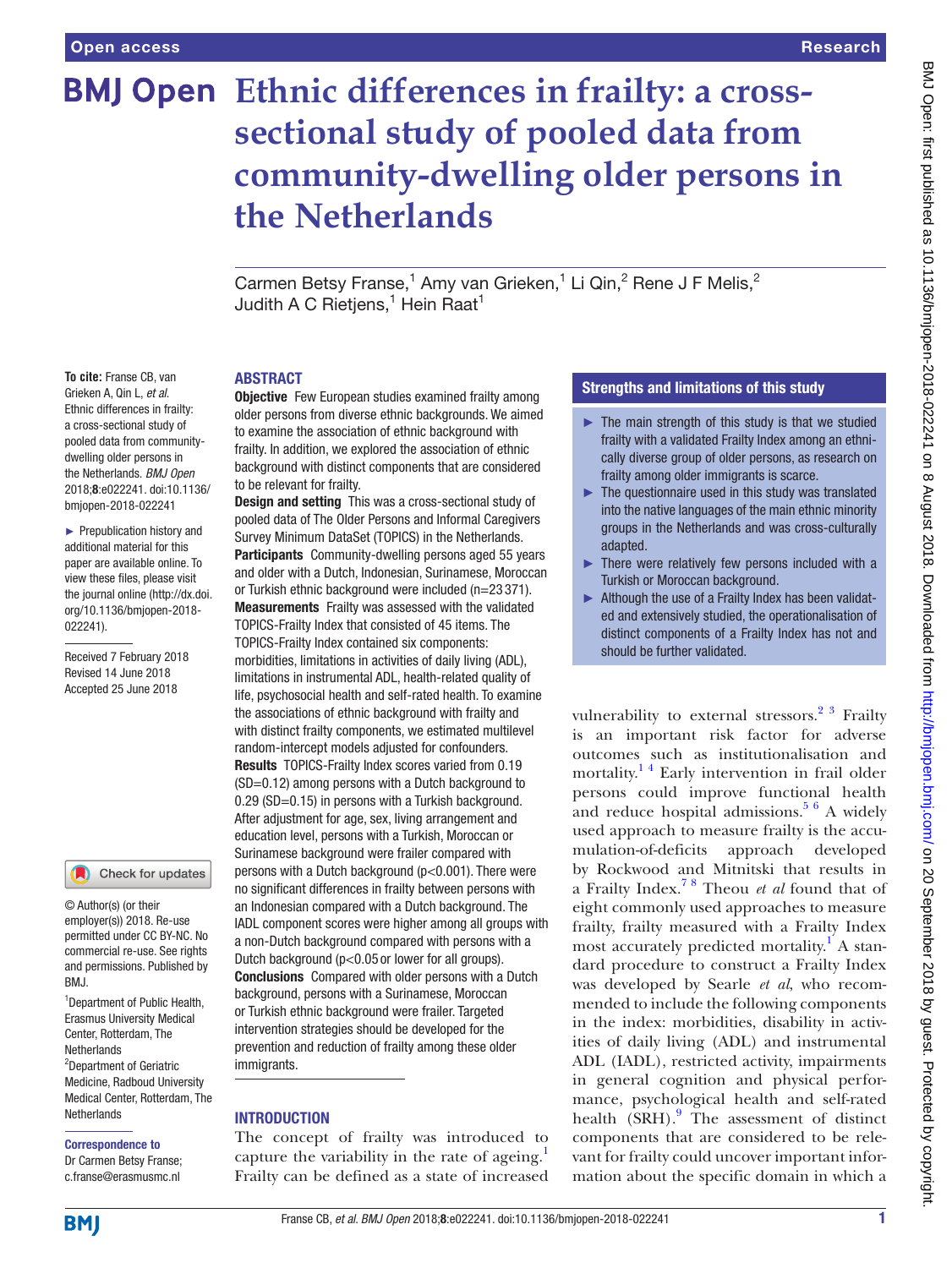# Ethnic differences in frailty: a cross-sectional study of pooled data from community-dwelling older persons in the Netherlands

Carmen Betsy Franse,[1] Amy van Grieken,[1] Li Qin,[2] Rene J F Melis,[2] Judith A C Rietjens,[1] Hein Raat[1]

**To cite:** Franse CB, van Grieken A, Qin L, *et al*. Ethnic differences in frailty: a cross-sectional study of pooled data from community-dwelling older persons in the Netherlands. *BMJ Open* 2018;**8**:e022241. doi:10.1136/bmjopen-2018-022241

► Prepublication history and additional material for this paper are available online. To view these files, please visit the journal online (http://dx.doi.org/10.1136/bmjopen-2018-022241).

Received 7 February 2018
Revised 14 June 2018
Accepted 25 June 2018

© Author(s) (or their employer(s)) 2018. Re-use permitted under CC BY-NC. No commercial re-use. See rights and permissions. Published by BMJ.

[1]Department of Public Health, Erasmus University Medical Center, Rotterdam, The Netherlands
[2]Department of Geriatric Medicine, Radboud University Medical Center, Rotterdam, The Netherlands

**Correspondence to**
Dr Carmen Betsy Franse; c.franse@erasmusmc.nl

## ABSTRACT

**Objective** Few European studies examined frailty among older persons from diverse ethnic backgrounds. We aimed to examine the association of ethnic background with frailty. In addition, we explored the association of ethnic background with distinct components that are considered to be relevant for frailty.

**Design and setting** This was a cross-sectional study of pooled data of The Older Persons and Informal Caregivers Survey Minimum DataSet (TOPICS) in the Netherlands.

**Participants** Community-dwelling persons aged 55 years and older with a Dutch, Indonesian, Surinamese, Moroccan or Turkish ethnic background were included (n=23 371).

**Measurements** Frailty was assessed with the validated TOPICS-Frailty Index that consisted of 45 items. The TOPICS-Frailty Index contained six components: morbidities, limitations in activities of daily living (ADL), limitations in instrumental ADL, health-related quality of life, psychosocial health and self-rated health. To examine the associations of ethnic background with frailty and with distinct frailty components, we estimated multilevel random-intercept models adjusted for confounders.

**Results** TOPICS-Frailty Index scores varied from 0.19 (SD=0.12) among persons with a Dutch background to 0.29 (SD=0.15) in persons with a Turkish background. After adjustment for age, sex, living arrangement and education level, persons with a Turkish, Moroccan or Surinamese background were frailer compared with persons with a Dutch background ($p<0.001$). There were no significant differences in frailty between persons with an Indonesian compared with a Dutch background. The IADL component scores were higher among all groups with a non-Dutch background compared with persons with a Dutch background ($p<0.05$ or lower for all groups).

**Conclusions** Compared with older persons with a Dutch background, persons with a Surinamese, Moroccan or Turkish ethnic background were frailer. Targeted intervention strategies should be developed for the prevention and reduction of frailty among these older immigrants.

## Strengths and limitations of this study

- ► The main strength of this study is that we studied frailty with a validated Frailty Index among an ethnically diverse group of older persons, as research on frailty among older immigrants is scarce.
- ► The questionnaire used in this study was translated into the native languages of the main ethnic minority groups in the Netherlands and was cross-culturally adapted.
- ► There were relatively few persons included with a Turkish or Moroccan background.
- ► Although the use of a Frailty Index has been validated and extensively studied, the operationalisation of distinct components of a Frailty Index has not and should be further validated.

## INTRODUCTION

The concept of frailty was introduced to capture the variability in the rate of ageing.[1] Frailty can be defined as a state of increased vulnerability to external stressors.[2 3] Frailty is an important risk factor for adverse outcomes such as institutionalisation and mortality.[1 4] Early intervention in frail older persons could improve functional health and reduce hospital admissions.[5 6] A widely used approach to measure frailty is the accumulation-of-deficits approach developed by Rockwood and Mitnitski that results in a Frailty Index.[7 8] Theou *et al* found that of eight commonly used approaches to measure frailty, frailty measured with a Frailty Index most accurately predicted mortality.[1] A standard procedure to construct a Frailty Index was developed by Searle *et al*, who recommended to include the following components in the index: morbidities, disability in activities of daily living (ADL) and instrumental ADL (IADL), restricted activity, impairments in general cognition and physical performance, psychological health and self-rated health (SRH).[9] The assessment of distinct components that are considered to be relevant for frailty could uncover important information about the specific domain in which a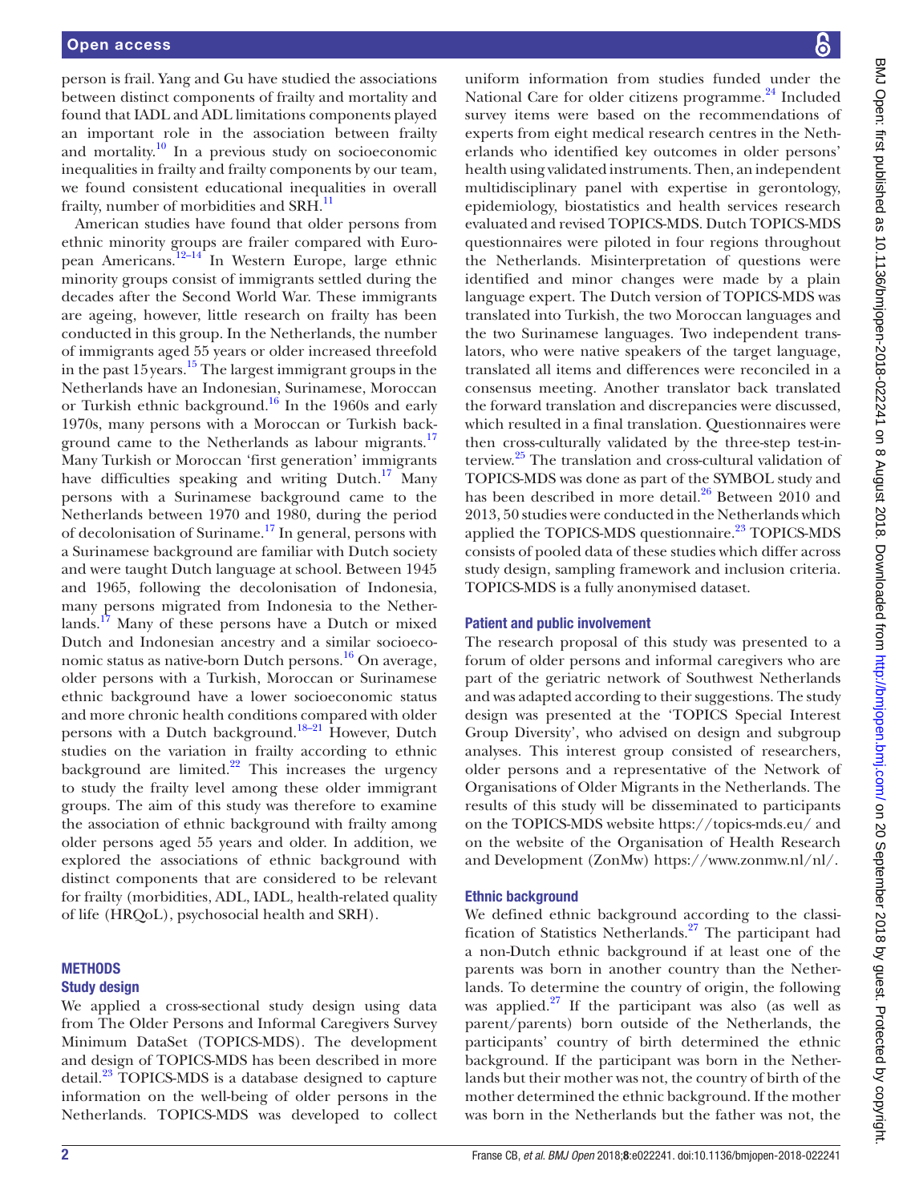person is frail. Yang and Gu have studied the associations between distinct components of frailty and mortality and found that IADL and ADL limitations components played an important role in the association between frailty and mortality.[10] In a previous study on socioeconomic inequalities in frailty and frailty components by our team, we found consistent educational inequalities in overall frailty, number of morbidities and SRH.[11]

American studies have found that older persons from ethnic minority groups are frailer compared with European Americans.[12–14] In Western Europe, large ethnic minority groups consist of immigrants settled during the decades after the Second World War. These immigrants are ageing, however, little research on frailty has been conducted in this group. In the Netherlands, the number of immigrants aged 55 years or older increased threefold in the past 15 years.[15] The largest immigrant groups in the Netherlands have an Indonesian, Surinamese, Moroccan or Turkish ethnic background.[16] In the 1960s and early 1970s, many persons with a Moroccan or Turkish background came to the Netherlands as labour migrants.[17] Many Turkish or Moroccan 'first generation' immigrants have difficulties speaking and writing Dutch.[17] Many persons with a Surinamese background came to the Netherlands between 1970 and 1980, during the period of decolonisation of Suriname.[17] In general, persons with a Surinamese background are familiar with Dutch society and were taught Dutch language at school. Between 1945 and 1965, following the decolonisation of Indonesia, many persons migrated from Indonesia to the Netherlands.[17] Many of these persons have a Dutch or mixed Dutch and Indonesian ancestry and a similar socioeconomic status as native-born Dutch persons.[16] On average, older persons with a Turkish, Moroccan or Surinamese ethnic background have a lower socioeconomic status and more chronic health conditions compared with older persons with a Dutch background.[18–21] However, Dutch studies on the variation in frailty according to ethnic background are limited.[22] This increases the urgency to study the frailty level among these older immigrant groups. The aim of this study was therefore to examine the association of ethnic background with frailty among older persons aged 55 years and older. In addition, we explored the associations of ethnic background with distinct components that are considered to be relevant for frailty (morbidities, ADL, IADL, health-related quality of life (HRQoL), psychosocial health and SRH).

## METHODS

### Study design

We applied a cross-sectional study design using data from The Older Persons and Informal Caregivers Survey Minimum DataSet (TOPICS-MDS). The development and design of TOPICS-MDS has been described in more detail.[23] TOPICS-MDS is a database designed to capture information on the well-being of older persons in the Netherlands. TOPICS-MDS was developed to collect uniform information from studies funded under the National Care for older citizens programme.[24] Included survey items were based on the recommendations of experts from eight medical research centres in the Netherlands who identified key outcomes in older persons' health using validated instruments. Then, an independent multidisciplinary panel with expertise in gerontology, epidemiology, biostatistics and health services research evaluated and revised TOPICS-MDS. Dutch TOPICS-MDS questionnaires were piloted in four regions throughout the Netherlands. Misinterpretation of questions were identified and minor changes were made by a plain language expert. The Dutch version of TOPICS-MDS was translated into Turkish, the two Moroccan languages and the two Surinamese languages. Two independent translators, who were native speakers of the target language, translated all items and differences were reconciled in a consensus meeting. Another translator back translated the forward translation and discrepancies were discussed, which resulted in a final translation. Questionnaires were then cross-culturally validated by the three-step test-interview.[25] The translation and cross-cultural validation of TOPICS-MDS was done as part of the SYMBOL study and has been described in more detail.[26] Between 2010 and 2013, 50 studies were conducted in the Netherlands which applied the TOPICS-MDS questionnaire.[23] TOPICS-MDS consists of pooled data of these studies which differ across study design, sampling framework and inclusion criteria. TOPICS-MDS is a fully anonymised dataset.

### Patient and public involvement

The research proposal of this study was presented to a forum of older persons and informal caregivers who are part of the geriatric network of Southwest Netherlands and was adapted according to their suggestions. The study design was presented at the 'TOPICS Special Interest Group Diversity', who advised on design and subgroup analyses. This interest group consisted of researchers, older persons and a representative of the Network of Organisations of Older Migrants in the Netherlands. The results of this study will be disseminated to participants on the TOPICS-MDS website https://topics-mds.eu/ and on the website of the Organisation of Health Research and Development (ZonMw) https://www.zonmw.nl/nl/.

### Ethnic background

We defined ethnic background according to the classification of Statistics Netherlands.[27] The participant had a non-Dutch ethnic background if at least one of the parents was born in another country than the Netherlands. To determine the country of origin, the following was applied.[27] If the participant was also (as well as parent/parents) born outside of the Netherlands, the participants' country of birth determined the ethnic background. If the participant was born in the Netherlands but their mother was not, the country of birth of the mother determined the ethnic background. If the mother was born in the Netherlands but the father was not, the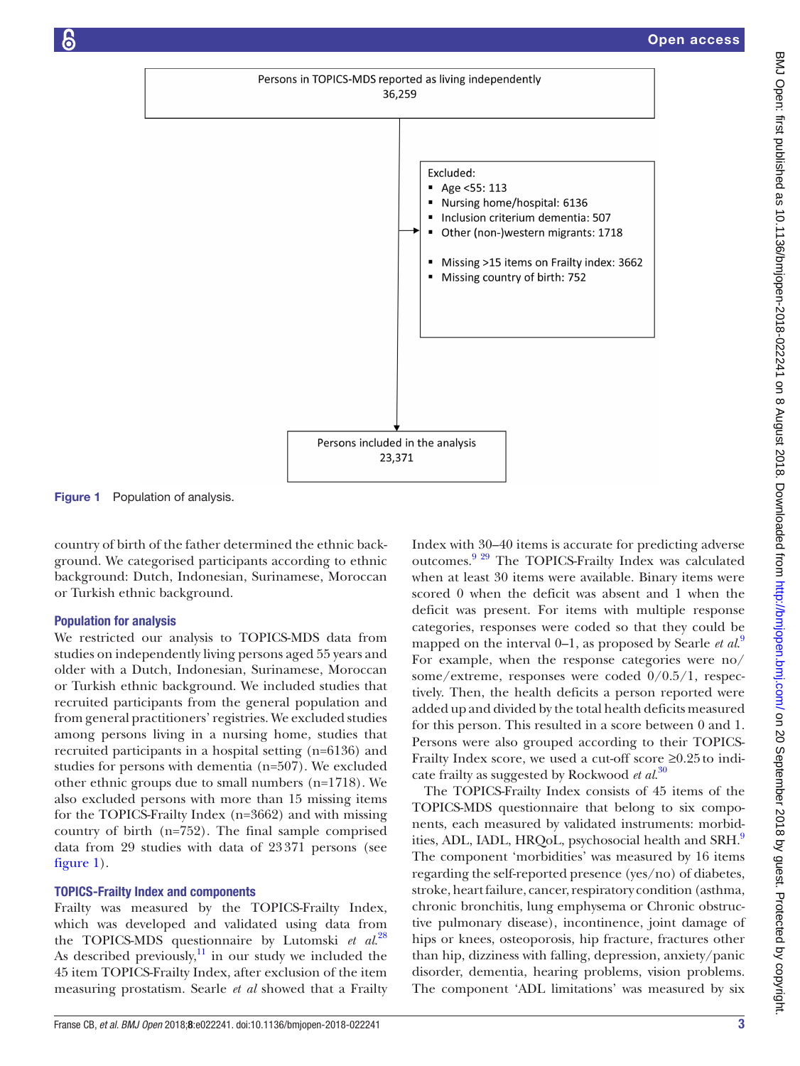Persons in TOPICS-MDS reported as living independently
36,259

Excluded:
- Age <55: 113
- Nursing home/hospital: 6136
- Inclusion criterium dementia: 507
- Other (non-)western migrants: 1718
- Missing >15 items on Frailty index: 3662
- Missing country of birth: 752

Persons included in the analysis
23,371

**Figure 1** Population of analysis.

country of birth of the father determined the ethnic background. We categorised participants according to ethnic background: Dutch, Indonesian, Surinamese, Moroccan or Turkish ethnic background.

## Population for analysis

We restricted our analysis to TOPICS-MDS data from studies on independently living persons aged 55 years and older with a Dutch, Indonesian, Surinamese, Moroccan or Turkish ethnic background. We included studies that recruited participants from the general population and from general practitioners' registries. We excluded studies among persons living in a nursing home, studies that recruited participants in a hospital setting (n=6136) and studies for persons with dementia (n=507). We excluded other ethnic groups due to small numbers (n=1718). We also excluded persons with more than 15 missing items for the TOPICS-Frailty Index (n=3662) and with missing country of birth (n=752). The final sample comprised data from 29 studies with data of 23 371 persons (see figure 1).

## TOPICS-Frailty Index and components

Frailty was measured by the TOPICS-Frailty Index, which was developed and validated using data from the TOPICS-MDS questionnaire by Lutomski *et al*.[28] As described previously,[11] in our study we included the 45 item TOPICS-Frailty Index, after exclusion of the item measuring prostatism. Searle *et al* showed that a Frailty Index with 30–40 items is accurate for predicting adverse outcomes.[9 29] The TOPICS-Frailty Index was calculated when at least 30 items were available. Binary items were scored 0 when the deficit was absent and 1 when the deficit was present. For items with multiple response categories, responses were coded so that they could be mapped on the interval 0–1, as proposed by Searle *et al*.[9] For example, when the response categories were no/some/extreme, responses were coded 0/0.5/1, respectively. Then, the health deficits a person reported were added up and divided by the total health deficits measured for this person. This resulted in a score between 0 and 1. Persons were also grouped according to their TOPICS-Frailty Index score, we used a cut-off score ≥0.25 to indicate frailty as suggested by Rockwood *et al*.[30]

The TOPICS-Frailty Index consists of 45 items of the TOPICS-MDS questionnaire that belong to six components, each measured by validated instruments: morbidities, ADL, IADL, HRQoL, psychosocial health and SRH.[9] The component 'morbidities' was measured by 16 items regarding the self-reported presence (yes/no) of diabetes, stroke, heart failure, cancer, respiratory condition (asthma, chronic bronchitis, lung emphysema or Chronic obstructive pulmonary disease), incontinence, joint damage of hips or knees, osteoporosis, hip fracture, fractures other than hip, dizziness with falling, depression, anxiety/panic disorder, dementia, hearing problems, vision problems. The component 'ADL limitations' was measured by six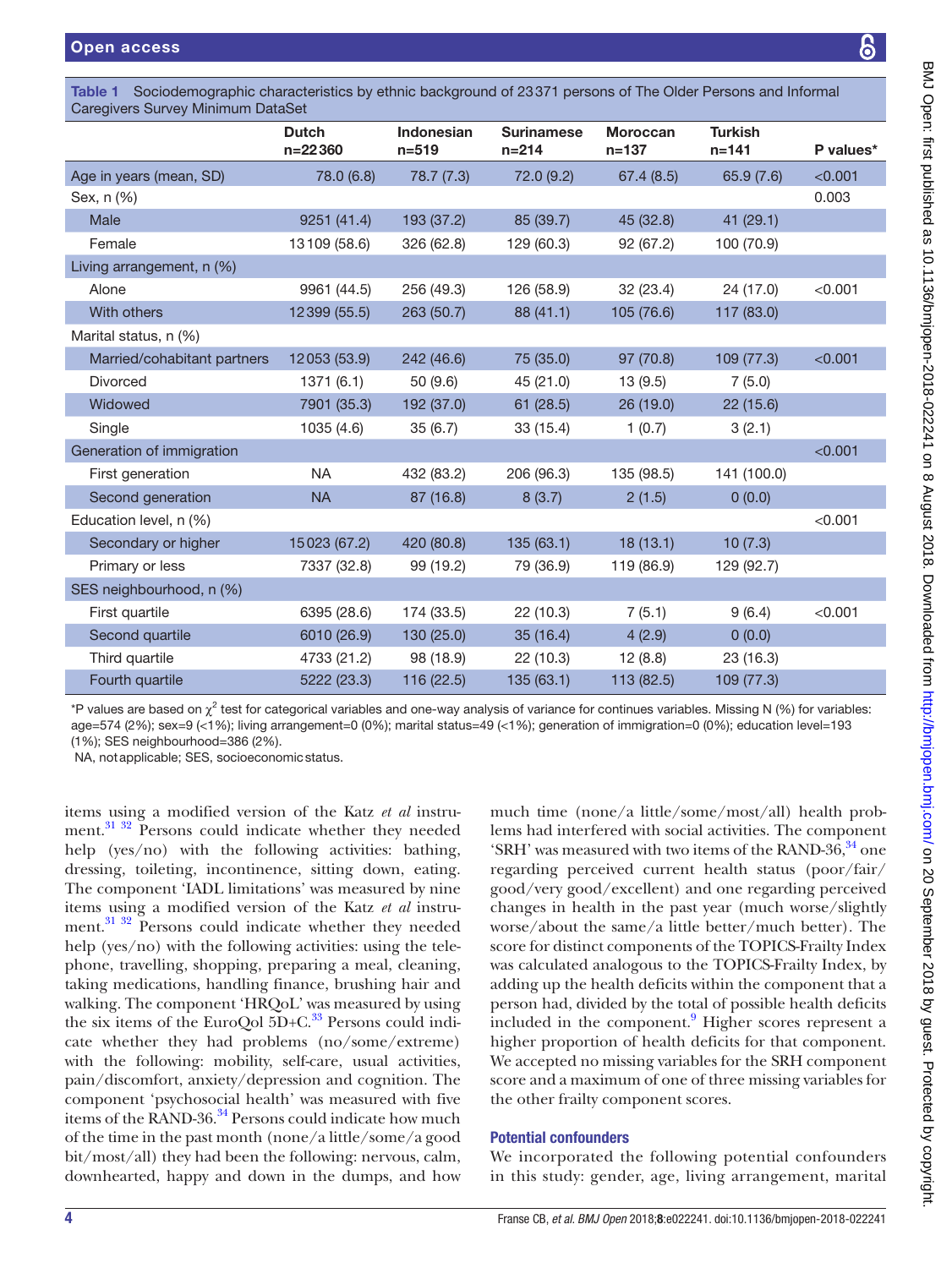**Table 1** Sociodemographic characteristics by ethnic background of 23 371 persons of The Older Persons and Informal Caregivers Survey Minimum DataSet

| | Dutch n=22 360 | Indonesian n=519 | Surinamese n=214 | Moroccan n=137 | Turkish n=141 | P values* |
|---|---|---|---|---|---|---|
| Age in years (mean, SD) | 78.0 (6.8) | 78.7 (7.3) | 72.0 (9.2) | 67.4 (8.5) | 65.9 (7.6) | <0.001 |
| Sex, n (%) | | | | | | 0.003 |
| Male | 9251 (41.4) | 193 (37.2) | 85 (39.7) | 45 (32.8) | 41 (29.1) | |
| Female | 13 109 (58.6) | 326 (62.8) | 129 (60.3) | 92 (67.2) | 100 (70.9) | |
| Living arrangement, n (%) | | | | | | |
| Alone | 9961 (44.5) | 256 (49.3) | 126 (58.9) | 32 (23.4) | 24 (17.0) | <0.001 |
| With others | 12 399 (55.5) | 263 (50.7) | 88 (41.1) | 105 (76.6) | 117 (83.0) | |
| Marital status, n (%) | | | | | | |
| Married/cohabitant partners | 12 053 (53.9) | 242 (46.6) | 75 (35.0) | 97 (70.8) | 109 (77.3) | <0.001 |
| Divorced | 1371 (6.1) | 50 (9.6) | 45 (21.0) | 13 (9.5) | 7 (5.0) | |
| Widowed | 7901 (35.3) | 192 (37.0) | 61 (28.5) | 26 (19.0) | 22 (15.6) | |
| Single | 1035 (4.6) | 35 (6.7) | 33 (15.4) | 1 (0.7) | 3 (2.1) | |
| Generation of immigration | | | | | | <0.001 |
| First generation | NA | 432 (83.2) | 206 (96.3) | 135 (98.5) | 141 (100.0) | |
| Second generation | NA | 87 (16.8) | 8 (3.7) | 2 (1.5) | 0 (0.0) | |
| Education level, n (%) | | | | | | <0.001 |
| Secondary or higher | 15 023 (67.2) | 420 (80.8) | 135 (63.1) | 18 (13.1) | 10 (7.3) | |
| Primary or less | 7337 (32.8) | 99 (19.2) | 79 (36.9) | 119 (86.9) | 129 (92.7) | |
| SES neighbourhood, n (%) | | | | | | |
| First quartile | 6395 (28.6) | 174 (33.5) | 22 (10.3) | 7 (5.1) | 9 (6.4) | <0.001 |
| Second quartile | 6010 (26.9) | 130 (25.0) | 35 (16.4) | 4 (2.9) | 0 (0.0) | |
| Third quartile | 4733 (21.2) | 98 (18.9) | 22 (10.3) | 12 (8.8) | 23 (16.3) | |
| Fourth quartile | 5222 (23.3) | 116 (22.5) | 135 (63.1) | 113 (82.5) | 109 (77.3) | |

*P values are based on $\chi^2$ test for categorical variables and one-way analysis of variance for continues variables. Missing N (%) for variables: age=574 (2%); sex=9 (<1%); living arrangement=0 (0%); marital status=49 (<1%); generation of immigration=0 (0%); education level=193 (1%); SES neighbourhood=386 (2%).

NA, not applicable; SES, socioeconomic status.

items using a modified version of the Katz *et al* instrument.[31 32] Persons could indicate whether they needed help (yes/no) with the following activities: bathing, dressing, toileting, incontinence, sitting down, eating. The component 'IADL limitations' was measured by nine items using a modified version of the Katz *et al* instrument.[31 32] Persons could indicate whether they needed help (yes/no) with the following activities: using the telephone, travelling, shopping, preparing a meal, cleaning, taking medications, handling finance, brushing hair and walking. The component 'HRQoL' was measured by using the six items of the EuroQol 5D+C.[33] Persons could indicate whether they had problems (no/some/extreme) with the following: mobility, self-care, usual activities, pain/discomfort, anxiety/depression and cognition. The component 'psychosocial health' was measured with five items of the RAND-36.[34] Persons could indicate how much of the time in the past month (none/a little/some/a good bit/most/all) they had been the following: nervous, calm, downhearted, happy and down in the dumps, and how much time (none/a little/some/most/all) health problems had interfered with social activities. The component 'SRH' was measured with two items of the RAND-36,[34] one regarding perceived current health status (poor/fair/good/very good/excellent) and one regarding perceived changes in health in the past year (much worse/slightly worse/about the same/a little better/much better). The score for distinct components of the TOPICS-Frailty Index was calculated analogous to the TOPICS-Frailty Index, by adding up the health deficits within the component that a person had, divided by the total of possible health deficits included in the component.[9] Higher scores represent a higher proportion of health deficits for that component. We accepted no missing variables for the SRH component score and a maximum of one of three missing variables for the other frailty component scores.

### Potential confounders

We incorporated the following potential confounders in this study: gender, age, living arrangement, marital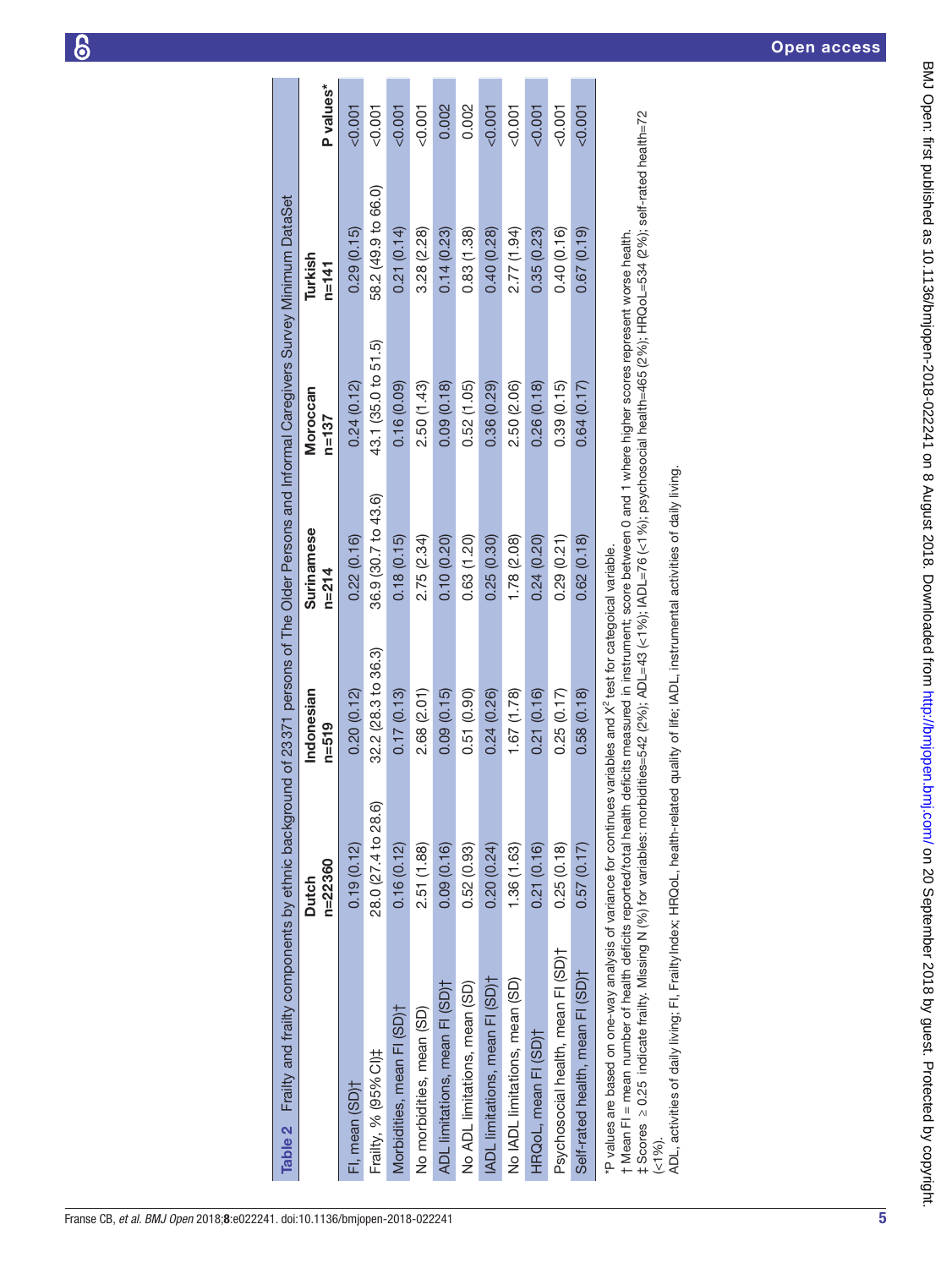**Table 2** Frailty and frailty components by ethnic background of 23 371 persons of The Older Persons and Informal Caregivers Survey Minimum DataSet

| | Dutch n=22360 | Indonesian n=519 | Surinamese n=214 | Moroccan n=137 | Turkish n=141 | P values* |
|---|---|---|---|---|---|---|
| FI, mean (SD)† | 0.19 (0.12) | 0.20 (0.12) | 0.22 (0.16) | 0.24 (0.12) | 0.29 (0.15) | <0.001 |
| Frailty, % (95% CI)‡ | 28.0 (27.4 to 28.6) | 32.2 (28.3 to 36.3) | 36.9 (30.7 to 43.6) | 43.1 (35.0 to 51.5) | 58.2 (49.9 to 66.0) | <0.001 |
| Morbidities, mean FI (SD)† | 0.16 (0.12) | 0.17 (0.13) | 0.18 (0.15) | 0.16 (0.09) | 0.21 (0.14) | <0.001 |
| No morbidities, mean (SD) | 2.51 (1.88) | 2.68 (2.01) | 2.75 (2.34) | 2.50 (1.43) | 3.28 (2.28) | <0.001 |
| ADL limitations, mean FI (SD)† | 0.09 (0.16) | 0.09 (0.15) | 0.10 (0.20) | 0.09 (0.18) | 0.14 (0.23) | 0.002 |
| No ADL limitations, mean (SD) | 0.52 (0.93) | 0.51 (0.90) | 0.63 (1.20) | 0.52 (1.05) | 0.83 (1.38) | 0.002 |
| IADL limitations, mean FI (SD)† | 0.20 (0.24) | 0.24 (0.26) | 0.25 (0.30) | 0.36 (0.29) | 0.40 (0.28) | <0.001 |
| No IADL limitations, mean (SD) | 1.36 (1.63) | 1.67 (1.78) | 1.78 (2.08) | 2.50 (2.06) | 2.77 (1.94) | <0.001 |
| HRQoL, mean FI (SD)† | 0.21 (0.16) | 0.21 (0.16) | 0.24 (0.20) | 0.26 (0.18) | 0.35 (0.23) | <0.001 |
| Psychosocial health, mean FI (SD)† | 0.25 (0.18) | 0.25 (0.17) | 0.29 (0.21) | 0.39 (0.15) | 0.40 (0.16) | <0.001 |
| Self-rated health, mean FI (SD)† | 0.57 (0.17) | 0.58 (0.18) | 0.62 (0.18) | 0.64 (0.17) | 0.67 (0.19) | <0.001 |

*P values are based on one-way analysis of variance for continues variables and $X^2$ test for categorical variable.
† Mean FI = mean number of health deficits reported/total health deficits measured in instrument; score between 0 and 1 where higher scores represent worse health.
‡ Scores ≥ 0.25 indicate frailty. Missing N (%) for variables: morbidities=542 (2%); ADL=43 (<1%); IADL=76 (<1%); psychosocial health=465 (2%); HRQoL=534 (2%); self-rated health=72 (<1%).
ADL, activities of daily living; FI, FrailtyIndex; HRQoL, health-related quality of life; IADL, instrumental activities of daily living.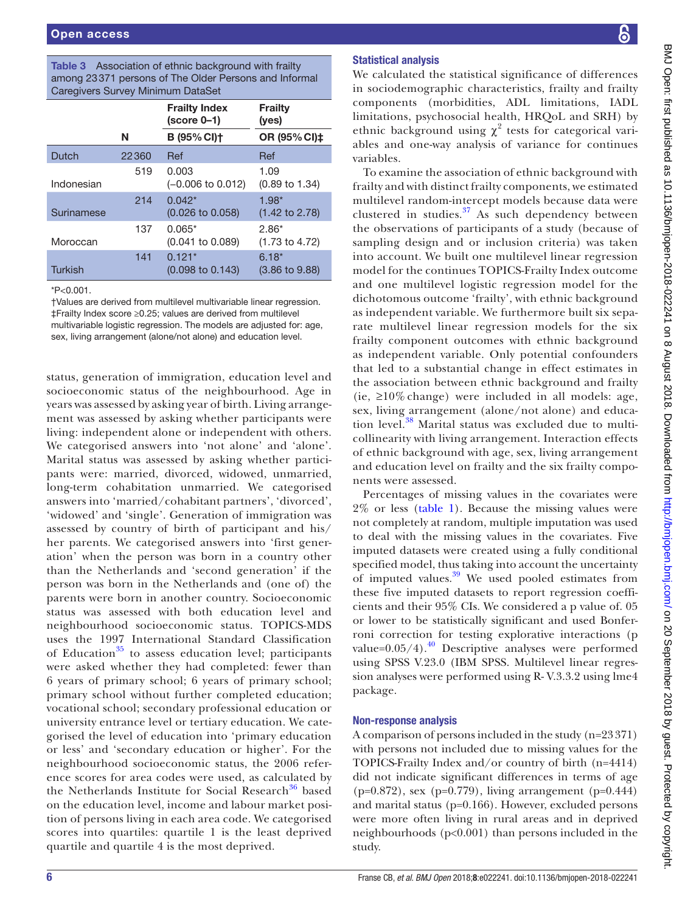**Table 3** Association of ethnic background with frailty among 23 371 persons of The Older Persons and Informal Caregivers Survey Minimum DataSet

| | | Frailty Index (score 0–1) | Frailty (yes) |
|---|---|---|---|
| | N | B (95% CI)† | OR (95% CI)‡ |
| Dutch | 22 360 | Ref | Ref |
| Indonesian | 519 | 0.003 (−0.006 to 0.012) | 1.09 (0.89 to 1.34) |
| Surinamese | 214 | 0.042* (0.026 to 0.058) | 1.98* (1.42 to 2.78) |
| Moroccan | 137 | 0.065* (0.041 to 0.089) | 2.86* (1.73 to 4.72) |
| Turkish | 141 | 0.121* (0.098 to 0.143) | 6.18* (3.86 to 9.88) |

*P<0.001.

†Values are derived from multilevel multivariable linear regression.

‡Frailty Index score ≥0.25; values are derived from multilevel multivariable logistic regression. The models are adjusted for: age, sex, living arrangement (alone/not alone) and education level.

status, generation of immigration, education level and socioeconomic status of the neighbourhood. Age in years was assessed by asking year of birth. Living arrangement was assessed by asking whether participants were living: independent alone or independent with others. We categorised answers into 'not alone' and 'alone'. Marital status was assessed by asking whether participants were: married, divorced, widowed, unmarried, long-term cohabitation unmarried. We categorised answers into 'married/cohabitant partners', 'divorced', 'widowed' and 'single'. Generation of immigration was assessed by country of birth of participant and his/her parents. We categorised answers into 'first generation' when the person was born in a country other than the Netherlands and 'second generation' if the person was born in the Netherlands and (one of) the parents were born in another country. Socioeconomic status was assessed with both education level and neighbourhood socioeconomic status. TOPICS-MDS uses the 1997 International Standard Classification of Education[35] to assess education level; participants were asked whether they had completed: fewer than 6 years of primary school; 6 years of primary school; primary school without further completed education; vocational school; secondary professional education or university entrance level or tertiary education. We categorised the level of education into 'primary education or less' and 'secondary education or higher'. For the neighbourhood socioeconomic status, the 2006 reference scores for area codes were used, as calculated by the Netherlands Institute for Social Research[36] based on the education level, income and labour market position of persons living in each area code. We categorised scores into quartiles: quartile 1 is the least deprived quartile and quartile 4 is the most deprived.

## Statistical analysis

We calculated the statistical significance of differences in sociodemographic characteristics, frailty and frailty components (morbidities, ADL limitations, IADL limitations, psychosocial health, HRQoL and SRH) by ethnic background using $\chi^2$ tests for categorical variables and one-way analysis of variance for continues variables.

To examine the association of ethnic background with frailty and with distinct frailty components, we estimated multilevel random-intercept models because data were clustered in studies.[37] As such dependency between the observations of participants of a study (because of sampling design and or inclusion criteria) was taken into account. We built one multilevel linear regression model for the continues TOPICS-Frailty Index outcome and one multilevel logistic regression model for the dichotomous outcome 'frailty', with ethnic background as independent variable. We furthermore built six separate multilevel linear regression models for the six frailty component outcomes with ethnic background as independent variable. Only potential confounders that led to a substantial change in effect estimates in the association between ethnic background and frailty (ie, ≥10% change) were included in all models: age, sex, living arrangement (alone/not alone) and education level.[38] Marital status was excluded due to multicollinearity with living arrangement. Interaction effects of ethnic background with age, sex, living arrangement and education level on frailty and the six frailty components were assessed.

Percentages of missing values in the covariates were 2% or less (table 1). Because the missing values were not completely at random, multiple imputation was used to deal with the missing values in the covariates. Five imputed datasets were created using a fully conditional specified model, thus taking into account the uncertainty of imputed values.[39] We used pooled estimates from these five imputed datasets to report regression coefficients and their 95% CIs. We considered a p value of. 05 or lower to be statistically significant and used Bonferroni correction for testing explorative interactions (p value=0.05/4).[40] Descriptive analyses were performed using SPSS V.23.0 (IBM SPSS. Multilevel linear regression analyses were performed using R- V.3.3.2 using lme4 package.

## Non-response analysis

A comparison of persons included in the study (n=23 371) with persons not included due to missing values for the TOPICS-Frailty Index and/or country of birth (n=4414) did not indicate significant differences in terms of age (p=0.872), sex (p=0.779), living arrangement (p=0.444) and marital status (p=0.166). However, excluded persons were more often living in rural areas and in deprived neighbourhoods (p<0.001) than persons included in the study.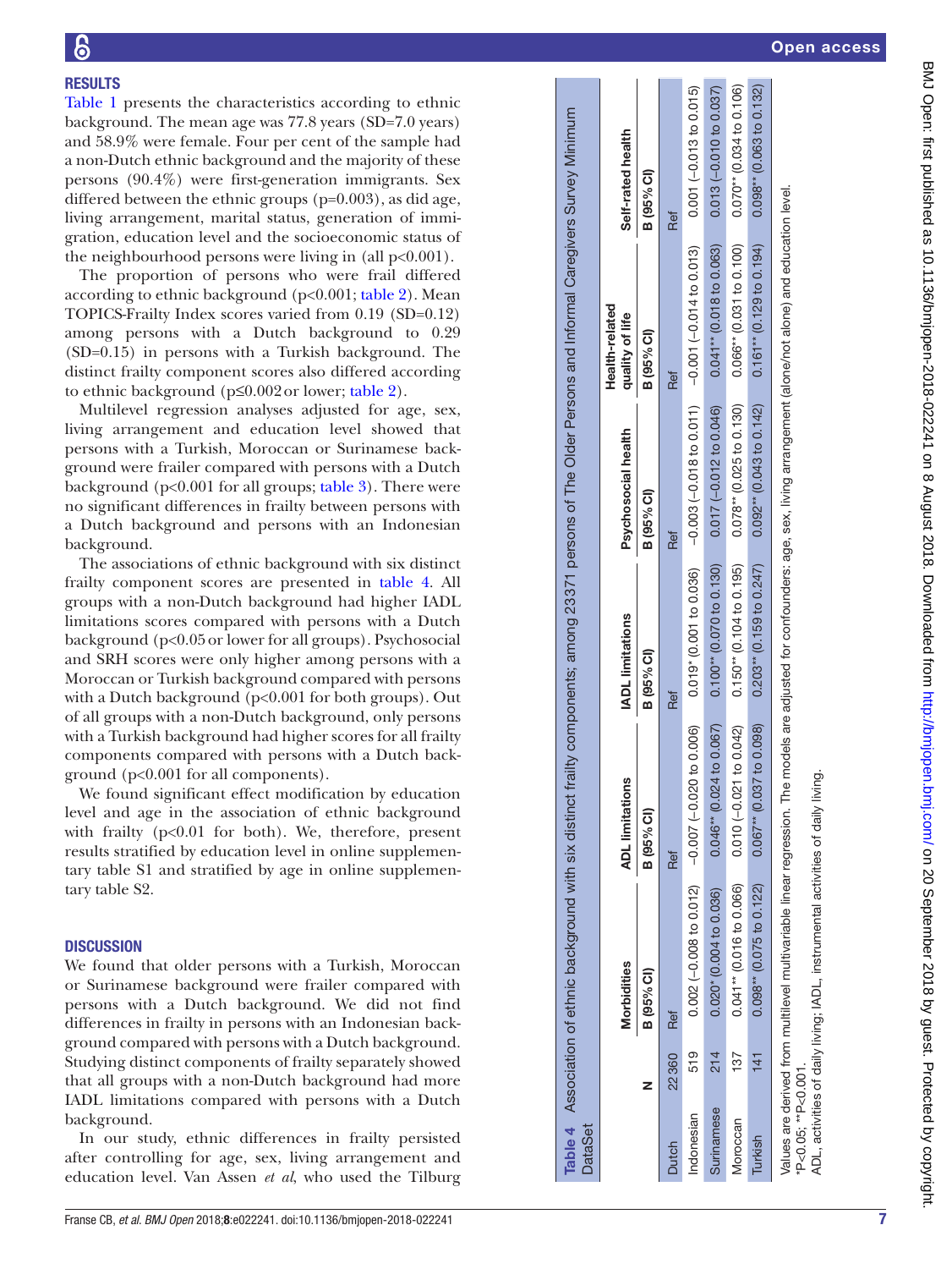## RESULTS

Table 1 presents the characteristics according to ethnic background. The mean age was 77.8 years (SD=7.0 years) and 58.9% were female. Four per cent of the sample had a non-Dutch ethnic background and the majority of these persons (90.4%) were first-generation immigrants. Sex differed between the ethnic groups (p=0.003), as did age, living arrangement, marital status, generation of immigration, education level and the socioeconomic status of the neighbourhood persons were living in (all p<0.001).

The proportion of persons who were frail differed according to ethnic background (p<0.001; table 2). Mean TOPICS-Frailty Index scores varied from 0.19 (SD=0.12) among persons with a Dutch background to 0.29 (SD=0.15) in persons with a Turkish background. The distinct frailty component scores also differed according to ethnic background (p≤0.002 or lower; table 2).

Multilevel regression analyses adjusted for age, sex, living arrangement and education level showed that persons with a Turkish, Moroccan or Surinamese background were frailer compared with persons with a Dutch background (p<0.001 for all groups; table 3). There were no significant differences in frailty between persons with a Dutch background and persons with an Indonesian background.

The associations of ethnic background with six distinct frailty component scores are presented in table 4. All groups with a non-Dutch background had higher IADL limitations scores compared with persons with a Dutch background (p<0.05 or lower for all groups). Psychosocial and SRH scores were only higher among persons with a Moroccan or Turkish background compared with persons with a Dutch background (p<0.001 for both groups). Out of all groups with a non-Dutch background, only persons with a Turkish background had higher scores for all frailty components compared with persons with a Dutch background (p<0.001 for all components).

We found significant effect modification by education level and age in the association of ethnic background with frailty (p<0.01 for both). We, therefore, present results stratified by education level in online supplementary table S1 and stratified by age in online supplementary table S2.

**Table 4** Association of ethnic background with six distinct frailty components; among 23371 persons of The Older Persons and Informal Caregivers Survey Minimum DataSet

| | N | Morbidities | ADL limitations | IADL limitations | Psychosocial health | Health-related quality of life | Self-rated health |
|---|---|---|---|---|---|---|---|
| | | B (95% CI) | B (95% CI) | B (95% CI) | B (95% CI) | B (95% CI) | B (95% CI) |
| Dutch | 22360 | Ref | Ref | Ref | Ref | Ref | Ref |
| Indonesian | 519 | 0.002 (−0.008 to 0.012) | −0.007 (−0.020 to 0.006) | 0.019* (0.001 to 0.036) | −0.003 (−0.018 to 0.011) | −0.001 (−0.014 to 0.013) | 0.001 (−0.013 to 0.015) |
| Surinamese | 214 | 0.020* (0.004 to 0.036) | 0.046** (0.024 to 0.067) | 0.100** (0.070 to 0.130) | 0.017 (−0.012 to 0.046) | 0.041** (0.018 to 0.063) | 0.013 (−0.010 to 0.037) |
| Moroccan | 137 | 0.041** (0.016 to 0.066) | 0.010 (−0.021 to 0.042) | 0.150** (0.104 to 0.195) | 0.078** (0.025 to 0.130) | 0.066** (0.031 to 0.100) | 0.070** (0.034 to 0.106) |
| Turkish | 141 | 0.098** (0.075 to 0.122) | 0.067** (0.037 to 0.098) | 0.203** (0.159 to 0.247) | 0.092** (0.043 to 0.142) | 0.161** (0.129 to 0.194) | 0.098** (0.063 to 0.132) |

Values are derived from multilevel multivariable linear regression. The models are adjusted for confounders: age, sex, living arrangement (alone/not alone) and education level.
*P<0.05; **P<0.001.
ADL, activities of daily living; IADL, instrumental activities of daily living.

## DISCUSSION

We found that older persons with a Turkish, Moroccan or Surinamese background were frailer compared with persons with a Dutch background. We did not find differences in frailty in persons with an Indonesian background compared with persons with a Dutch background. Studying distinct components of frailty separately showed that all groups with a non-Dutch background had more IADL limitations compared with persons with a Dutch background.

In our study, ethnic differences in frailty persisted after controlling for age, sex, living arrangement and education level. Van Assen *et al*, who used the Tilburg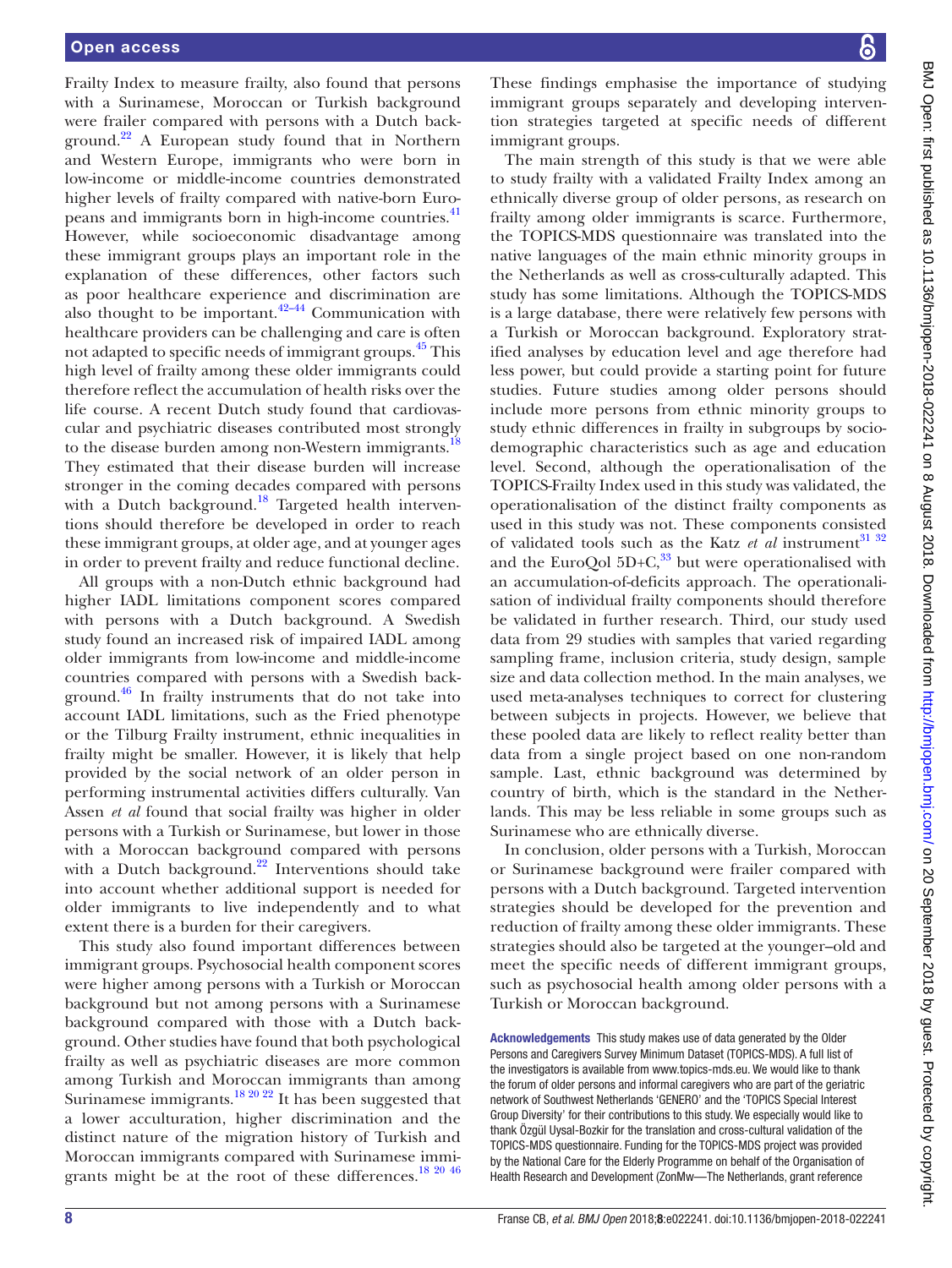Frailty Index to measure frailty, also found that persons with a Surinamese, Moroccan or Turkish background were frailer compared with persons with a Dutch background.[22] A European study found that in Northern and Western Europe, immigrants who were born in low-income or middle-income countries demonstrated higher levels of frailty compared with native-born Europeans and immigrants born in high-income countries.[41] However, while socioeconomic disadvantage among these immigrant groups plays an important role in the explanation of these differences, other factors such as poor healthcare experience and discrimination are also thought to be important.[42–44] Communication with healthcare providers can be challenging and care is often not adapted to specific needs of immigrant groups.[45] This high level of frailty among these older immigrants could therefore reflect the accumulation of health risks over the life course. A recent Dutch study found that cardiovascular and psychiatric diseases contributed most strongly to the disease burden among non-Western immigrants.[18] They estimated that their disease burden will increase stronger in the coming decades compared with persons with a Dutch background.[18] Targeted health interventions should therefore be developed in order to reach these immigrant groups, at older age, and at younger ages in order to prevent frailty and reduce functional decline.

All groups with a non-Dutch ethnic background had higher IADL limitations component scores compared with persons with a Dutch background. A Swedish study found an increased risk of impaired IADL among older immigrants from low-income and middle-income countries compared with persons with a Swedish background.[46] In frailty instruments that do not take into account IADL limitations, such as the Fried phenotype or the Tilburg Frailty instrument, ethnic inequalities in frailty might be smaller. However, it is likely that help provided by the social network of an older person in performing instrumental activities differs culturally. Van Assen *et al* found that social frailty was higher in older persons with a Turkish or Surinamese, but lower in those with a Moroccan background compared with persons with a Dutch background.[22] Interventions should take into account whether additional support is needed for older immigrants to live independently and to what extent there is a burden for their caregivers.

This study also found important differences between immigrant groups. Psychosocial health component scores were higher among persons with a Turkish or Moroccan background but not among persons with a Surinamese background compared with those with a Dutch background. Other studies have found that both psychological frailty as well as psychiatric diseases are more common among Turkish and Moroccan immigrants than among Surinamese immigrants.[18 20 22] It has been suggested that a lower acculturation, higher discrimination and the distinct nature of the migration history of Turkish and Moroccan immigrants compared with Surinamese immigrants might be at the root of these differences.[18 20 46] These findings emphasise the importance of studying immigrant groups separately and developing intervention strategies targeted at specific needs of different immigrant groups.

The main strength of this study is that we were able to study frailty with a validated Frailty Index among an ethnically diverse group of older persons, as research on frailty among older immigrants is scarce. Furthermore, the TOPICS-MDS questionnaire was translated into the native languages of the main ethnic minority groups in the Netherlands as well as cross-culturally adapted. This study has some limitations. Although the TOPICS-MDS is a large database, there were relatively few persons with a Turkish or Moroccan background. Exploratory stratified analyses by education level and age therefore had less power, but could provide a starting point for future studies. Future studies among older persons should include more persons from ethnic minority groups to study ethnic differences in frailty in subgroups by sociodemographic characteristics such as age and education level. Second, although the operationalisation of the TOPICS-Frailty Index used in this study was validated, the operationalisation of the distinct frailty components as used in this study was not. These components consisted of validated tools such as the Katz *et al* instrument[31 32] and the EuroQol 5D+C,[33] but were operationalised with an accumulation-of-deficits approach. The operationalisation of individual frailty components should therefore be validated in further research. Third, our study used data from 29 studies with samples that varied regarding sampling frame, inclusion criteria, study design, sample size and data collection method. In the main analyses, we used meta-analyses techniques to correct for clustering between subjects in projects. However, we believe that these pooled data are likely to reflect reality better than data from a single project based on one non-random sample. Last, ethnic background was determined by country of birth, which is the standard in the Netherlands. This may be less reliable in some groups such as Surinamese who are ethnically diverse.

In conclusion, older persons with a Turkish, Moroccan or Surinamese background were frailer compared with persons with a Dutch background. Targeted intervention strategies should be developed for the prevention and reduction of frailty among these older immigrants. These strategies should also be targeted at the younger–old and meet the specific needs of different immigrant groups, such as psychosocial health among older persons with a Turkish or Moroccan background.

**Acknowledgements** This study makes use of data generated by the Older Persons and Caregivers Survey Minimum Dataset (TOPICS-MDS). A full list of the investigators is available from www.topics-mds.eu. We would like to thank the forum of older persons and informal caregivers who are part of the geriatric network of Southwest Netherlands 'GENERO' and the 'TOPICS Special Interest Group Diversity' for their contributions to this study. We especially would like to thank Özgül Uysal-Bozkir for the translation and cross-cultural validation of the TOPICS-MDS questionnaire. Funding for the TOPICS-MDS project was provided by the National Care for the Elderly Programme on behalf of the Organisation of Health Research and Development (ZonMw—The Netherlands, grant reference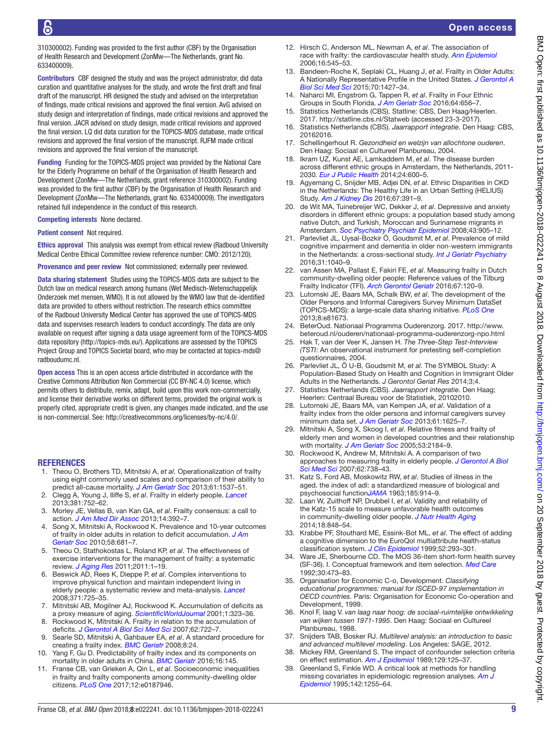310300002). Funding was provided to the first author (CBF) by the Organisation of Health Research and Development (ZonMw—The Netherlands, grant No. 633400009).

**Contributors** CBF designed the study and was the project administrator, did data curation and quantitative analyses for the study, and wrote the first draft and final draft of the manuscript. HR designed the study and advised on the interpretation of findings, made critical revisions and approved the final version. AvG advised on study design and interpretation of findings, made critical revisions and approved the final version. JACR advised on study design, made critical revisions and approved the final version. LQ did data curation for the TOPICS-MDS database, made critical revisions and approved the final version of the manuscript. RJFM made critical revisions and approved the final version of the manuscript.

**Funding** Funding for the TOPICS-MDS project was provided by the National Care for the Elderly Programme on behalf of the Organisation of Health Research and Development (ZonMw—The Netherlands, grant reference 310300002). Funding was provided to the first author (CBF) by the Organisation of Health Research and Development (ZonMw—The Netherlands, grant No. 633400009). The investigators retained full independence in the conduct of this research.

**Competing interests** None declared.

**Patient consent** Not required.

**Ethics approval** This analysis was exempt from ethical review (Radboud University Medical Centre Ethical Committee review reference number: CMO: 2012/120).

**Provenance and peer review** Not commissioned; externally peer reviewed.

**Data sharing statement** Studies using the TOPICS-MDS data are subject to the Dutch law on medical research among humans (Wet Medisch-Wetenschappelijk Onderzoek met mensen, WMO). It is not allowed by the WMO law that de-identified data are provided to others without restriction. The research ethics committee of the Radboud University Medical Center has approved the use of TOPICS-MDS data and supervises research leaders to conduct accordingly. The data are only available on request after signing a data usage agreement form of the TOPICS-MDS data repository (http://topics-mds.eu/). Applications are assessed by the TOPICS Project Group and TOPICS Societal board, who may be contacted at topics-mds@radboudumc.nl.

**Open access** This is an open access article distributed in accordance with the Creative Commons Attribution Non Commercial (CC BY-NC 4.0) license, which permits others to distribute, remix, adapt, build upon this work non-commercially, and license their derivative works on different terms, provided the original work is properly cited, appropriate credit is given, any changes made indicated, and the use is non-commercial. See: http://creativecommons.org/licenses/by-nc/4.0/.

## REFERENCES

1. Theou O, Brothers TD, Mitnitski A, *et al*. Operationalization of frailty using eight commonly used scales and comparison of their ability to predict all-cause mortality. *J Am Geriatr Soc* 2013;61:1537–51.
2. Clegg A, Young J, Iliffe S, *et al*. Frailty in elderly people. *Lancet* 2013;381:752–62.
3. Morley JE, Vellas B, van Kan GA, *et al*. Frailty consensus: a call to action. *J Am Med Dir Assoc* 2013;14:392–7.
4. Song X, Mitnitski A, Rockwood K. Prevalence and 10-year outcomes of frailty in older adults in relation to deficit accumulation. *J Am Geriatr Soc* 2010;58:681–7.
5. Theou O, Stathokostas L, Roland KP, *et al*. The effectiveness of exercise interventions for the management of frailty: a systematic review. *J Aging Res* 2011;2011:1–19.
6. Beswick AD, Rees K, Dieppe P, *et al*. Complex interventions to improve physical function and maintain independent living in elderly people: a systematic review and meta-analysis. *Lancet* 2008;371:725–35.
7. Mitnitski AB, Mogilner AJ, Rockwood K. Accumulation of deficits as a proxy measure of aging. *ScientificWorldJournal* 2001;1:323–36.
8. Rockwood K, Mitnitski A. Frailty in relation to the accumulation of deficits. *J Gerontol A Biol Sci Med Sci* 2007;62:722–7.
9. Searle SD, Mitnitski A, Gahbauer EA, *et al*. A standard procedure for creating a frailty index. *BMC Geriatr* 2008;8:24.
10. Yang F, Gu D. Predictability of frailty index and its components on mortality in older adults in China. *BMC Geriatr* 2016;16:145.
11. Franse CB, van Grieken A, Qin L, *et al*. Socioeconomic inequalities in frailty and frailty components among community-dwelling older citizens. *PLoS One* 2017;12:e0187946.
12. Hirsch C, Anderson ML, Newman A, *et al*. The association of race with frailty: the cardiovascular health study. *Ann Epidemiol* 2006;16:545–53.
13. Bandeen-Roche K, Seplaki CL, Huang J, *et al*. Frailty in Older Adults: A Nationally Representative Profile in the United States. *J Gerontol A Biol Sci Med Sci* 2015;70:1427–34.
14. Naharci MI, Engstrom G, Tappen R, *et al*. Frailty in Four Ethnic Groups in South Florida. *J Am Geriatr Soc* 2016;64:656–7.
15. Statistics Netherlands (CBS). Statline: CBS, Den Haag/Heerlen. 2017. http://statline.cbs.nl/Statweb (accessed 23-3-2017).
16. Statistics Netherlands (CBS). *Jaarrapport integratie*. Den Haag: CBS, 20162016.
17. Schellingerhout R. *Gezondheid en welzijn van allochtone ouderen*. Den Haag: Sociaal en Cultureel Planbureau, 2004.
18. Ikram UZ, Kunst AE, Lamkaddem M, *et al*. The disease burden across different ethnic groups in Amsterdam, the Netherlands, 2011-2030. *Eur J Public Health* 2014;24:600–5.
19. Agyemang C, Snijder MB, Adjei DN, *et al*. Ethnic Disparities in CKD in the Netherlands: The Healthy Life in an Urban Setting (HELIUS) Study. *Am J Kidney Dis* 2016;67:391–9.
20. de Wit MA, Tuinebreijer WC, Dekker J, *et al*. Depressive and anxiety disorders in different ethnic groups: a population based study among native Dutch, and Turkish, Moroccan and Surinamese migrants in Amsterdam. *Soc Psychiatry Psychiatr Epidemiol* 2008;43:905–12.
21. Parlevliet JL, Uysal-Bozkir Ö, Goudsmit M, *et al*. Prevalence of mild cognitive impairment and dementia in older non-western immigrants in the Netherlands: a cross-sectional study. *Int J Geriatr Psychiatry* 2016;31:1040–9.
22. van Assen MA, Pallast E, Fakiri FE, *et al*. Measuring frailty in Dutch community-dwelling older people: Reference values of the Tilburg Frailty Indicator (TFI). *Arch Gerontol Geriatr* 2016;67:120–9.
23. Lutomski JE, Baars MA, Schalk BW, *et al*. The development of the Older Persons and Informal Caregivers Survey Minimum DataSet (TOPICS-MDS): a large-scale data sharing initiative. *PLoS One* 2013;8:e81673.
24. BeterOud. Nationaal Programma Ouderenzorg. 2017. http://www.beteroud.nl/ouderen/nationaal-programma-ouderenzorg-npo.html
25. Hak T, van der Veer K, Jansen H. *The Three-Step Test-Interview (TSTI:* An observational instrument for pretesting self-completion questionnaires, 2004.
26. Parlevliet JL, Ö U-B, Goudsmit M, *et al*. The SYMBOL Study: A Population-Based Study on Health and Cognition in Immigrant Older Adults in the Netherlands. *J Gerontol Geriat Res* 2014;3;4.
27. Statistics Netherlands (CBS). *Jaarrapport integratie*. Den Haag; Heerlen: Centraal Bureau voor de Statistiek, 20102010.
28. Lutomski JE, Baars MA, van Kempen JA, *et al*. Validation of a frailty index from the older persons and informal caregivers survey minimum data set. *J Am Geriatr Soc* 2013;61:1625–7.
29. Mitnitski A, Song X, Skoog I, *et al*. Relative fitness and frailty of elderly men and women in developed countries and their relationship with mortality. *J Am Geriatr Soc* 2005;53:2184–9.
30. Rockwood K, Andrew M, Mitnitski A. A comparison of two approaches to measuring frailty in elderly people. *J Gerontol A Biol Sci Med Sci* 2007;62:738–43.
31. Katz S, Ford AB, Moskowitz RW, *et al*. Studies of illness in the aged. the index of adl: a standardized measure of biological and psychosocial function*JAMA* 1963;185:914–9.
32. Laan W, Zuithoff NP, Drubbel I, *et al*. Validity and reliability of the Katz-15 scale to measure unfavorable health outcomes in community-dwelling older people. *J Nutr Health Aging* 2014;18:848–54.
33. Krabbe PF, Stouthard ME, Essink-Bot ML, *et al*. The effect of adding a cognitive dimension to the EuroQol multiattribute health-status classification system. *J Clin Epidemiol* 1999;52:293–301.
34. Ware JE, Sherbourne CD. The MOS 36-item short-form health survey (SF-36). I. Conceptual framework and item selection. *Med Care* 1992;30:473–83.
35. Organisation for Economic C-o, Development. *Classifying educational programmes: manual for ISCED-97 implementation in OECD countries*. Paris: Organisation for Economic Co-operation and Development, 1999.
36. Knol F, Iaag V. *van laag naar hoog: de sociaal-ruimtelijke ontwikkeling van wijken tussen 1971-1995*. Den Haag: Sociaal en Cultureel Planbureau, 1998.
37. Snijders TAB, Bosker RJ. *Multilevel analysis: an introduction to basic and advanced multilevel modeling*. Los Angeles: SAGE, 2012.
38. Mickey RM, Greenland S. The impact of confounder selection criteria on effect estimation. *Am J Epidemiol* 1989;129:125–37.
39. Greenland S, Finkle WD. A critical look at methods for handling missing covariates in epidemiologic regression analyses. *Am J Epidemiol* 1995;142:1255–64.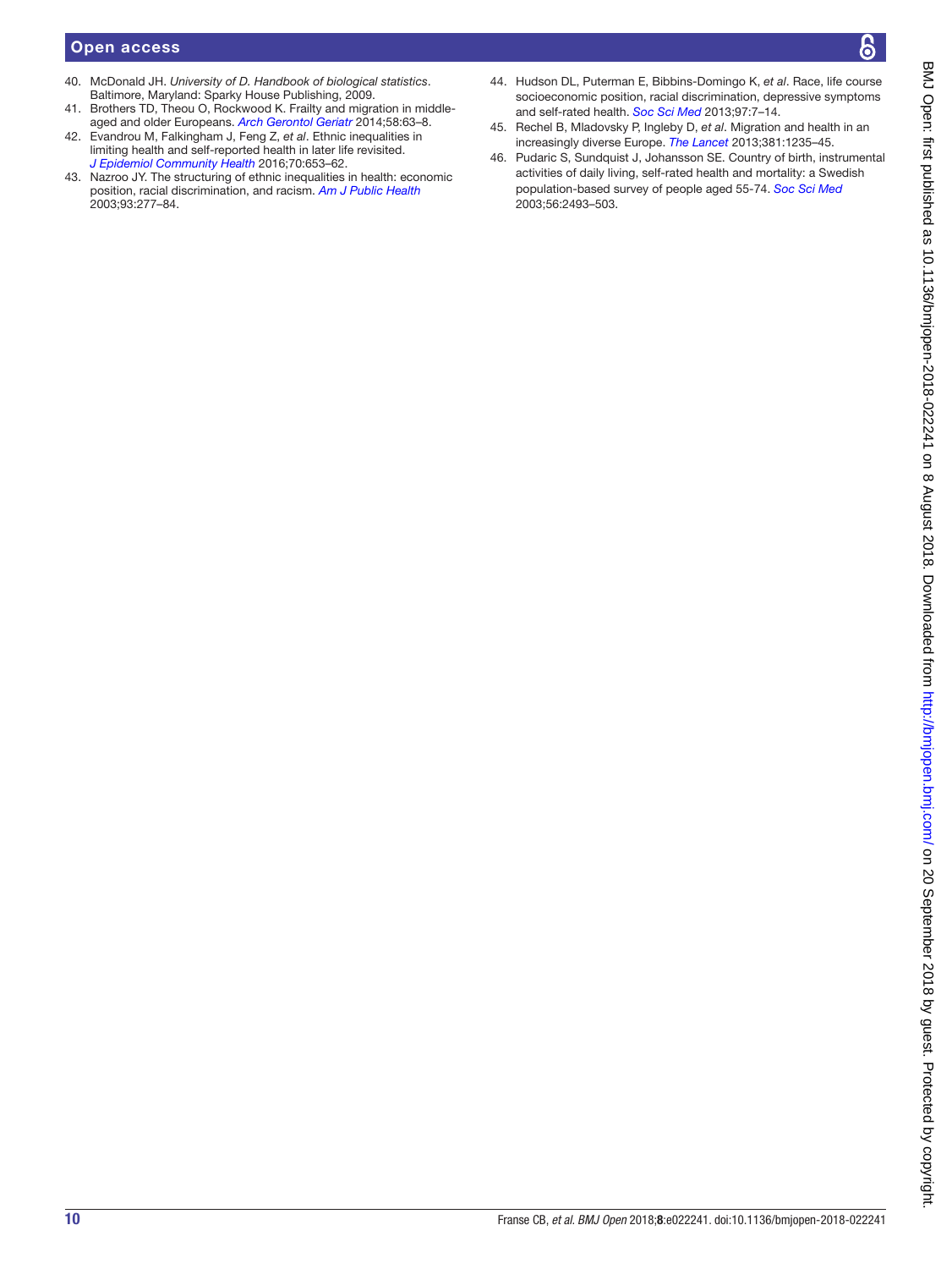40. McDonald JH. *University of D. Handbook of biological statistics*. Baltimore, Maryland: Sparky House Publishing, 2009.
41. Brothers TD, Theou O, Rockwood K. Frailty and migration in middle-aged and older Europeans. *Arch Gerontol Geriatr* 2014;58:63–8.
42. Evandrou M, Falkingham J, Feng Z, *et al*. Ethnic inequalities in limiting health and self-reported health in later life revisited. *J Epidemiol Community Health* 2016;70:653–62.
43. Nazroo JY. The structuring of ethnic inequalities in health: economic position, racial discrimination, and racism. *Am J Public Health* 2003;93:277–84.
44. Hudson DL, Puterman E, Bibbins-Domingo K, *et al*. Race, life course socioeconomic position, racial discrimination, depressive symptoms and self-rated health. *Soc Sci Med* 2013;97:7–14.
45. Rechel B, Mladovsky P, Ingleby D, *et al*. Migration and health in an increasingly diverse Europe. *The Lancet* 2013;381:1235–45.
46. Pudaric S, Sundquist J, Johansson SE. Country of birth, instrumental activities of daily living, self-rated health and mortality: a Swedish population-based survey of people aged 55-74. *Soc Sci Med* 2003;56:2493–503.